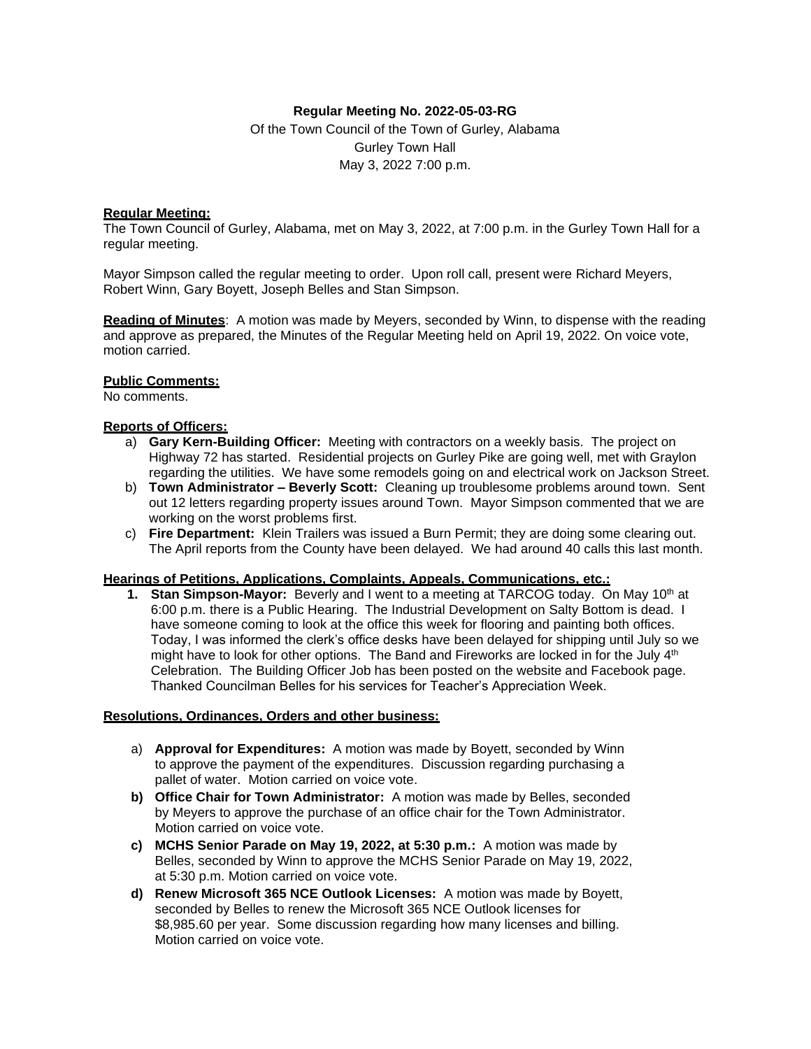**Regular Meeting No. 2022-05-03-RG**

Of the Town Council of the Town of Gurley, Alabama
Gurley Town Hall
May 3, 2022 7:00 p.m.

**Regular Meeting:**
The Town Council of Gurley, Alabama, met on May 3, 2022, at 7:00 p.m. in the Gurley Town Hall for a regular meeting.

Mayor Simpson called the regular meeting to order. Upon roll call, present were Richard Meyers, Robert Winn, Gary Boyett, Joseph Belles and Stan Simpson.

**Reading of Minutes**: A motion was made by Meyers, seconded by Winn, to dispense with the reading and approve as prepared, the Minutes of the Regular Meeting held on April 19, 2022. On voice vote, motion carried.

**Public Comments:**
No comments.

**Reports of Officers:**

a) **Gary Kern-Building Officer:** Meeting with contractors on a weekly basis. The project on Highway 72 has started. Residential projects on Gurley Pike are going well, met with Graylon regarding the utilities. We have some remodels going on and electrical work on Jackson Street.
b) **Town Administrator – Beverly Scott:** Cleaning up troublesome problems around town. Sent out 12 letters regarding property issues around Town. Mayor Simpson commented that we are working on the worst problems first.
c) **Fire Department:** Klein Trailers was issued a Burn Permit; they are doing some clearing out. The April reports from the County have been delayed. We had around 40 calls this last month.

**Hearings of Petitions, Applications, Complaints, Appeals, Communications, etc.:**

1. **Stan Simpson-Mayor:** Beverly and I went to a meeting at TARCOG today. On May 10th at 6:00 p.m. there is a Public Hearing. The Industrial Development on Salty Bottom is dead. I have someone coming to look at the office this week for flooring and painting both offices. Today, I was informed the clerk's office desks have been delayed for shipping until July so we might have to look for other options. The Band and Fireworks are locked in for the July 4th Celebration. The Building Officer Job has been posted on the website and Facebook page. Thanked Councilman Belles for his services for Teacher's Appreciation Week.

**Resolutions, Ordinances, Orders and other business:**

a) **Approval for Expenditures:** A motion was made by Boyett, seconded by Winn to approve the payment of the expenditures. Discussion regarding purchasing a pallet of water. Motion carried on voice vote.
b) **Office Chair for Town Administrator:** A motion was made by Belles, seconded by Meyers to approve the purchase of an office chair for the Town Administrator. Motion carried on voice vote.
c) **MCHS Senior Parade on May 19, 2022, at 5:30 p.m.:** A motion was made by Belles, seconded by Winn to approve the MCHS Senior Parade on May 19, 2022, at 5:30 p.m. Motion carried on voice vote.
d) **Renew Microsoft 365 NCE Outlook Licenses:** A motion was made by Boyett, seconded by Belles to renew the Microsoft 365 NCE Outlook licenses for $8,985.60 per year. Some discussion regarding how many licenses and billing. Motion carried on voice vote.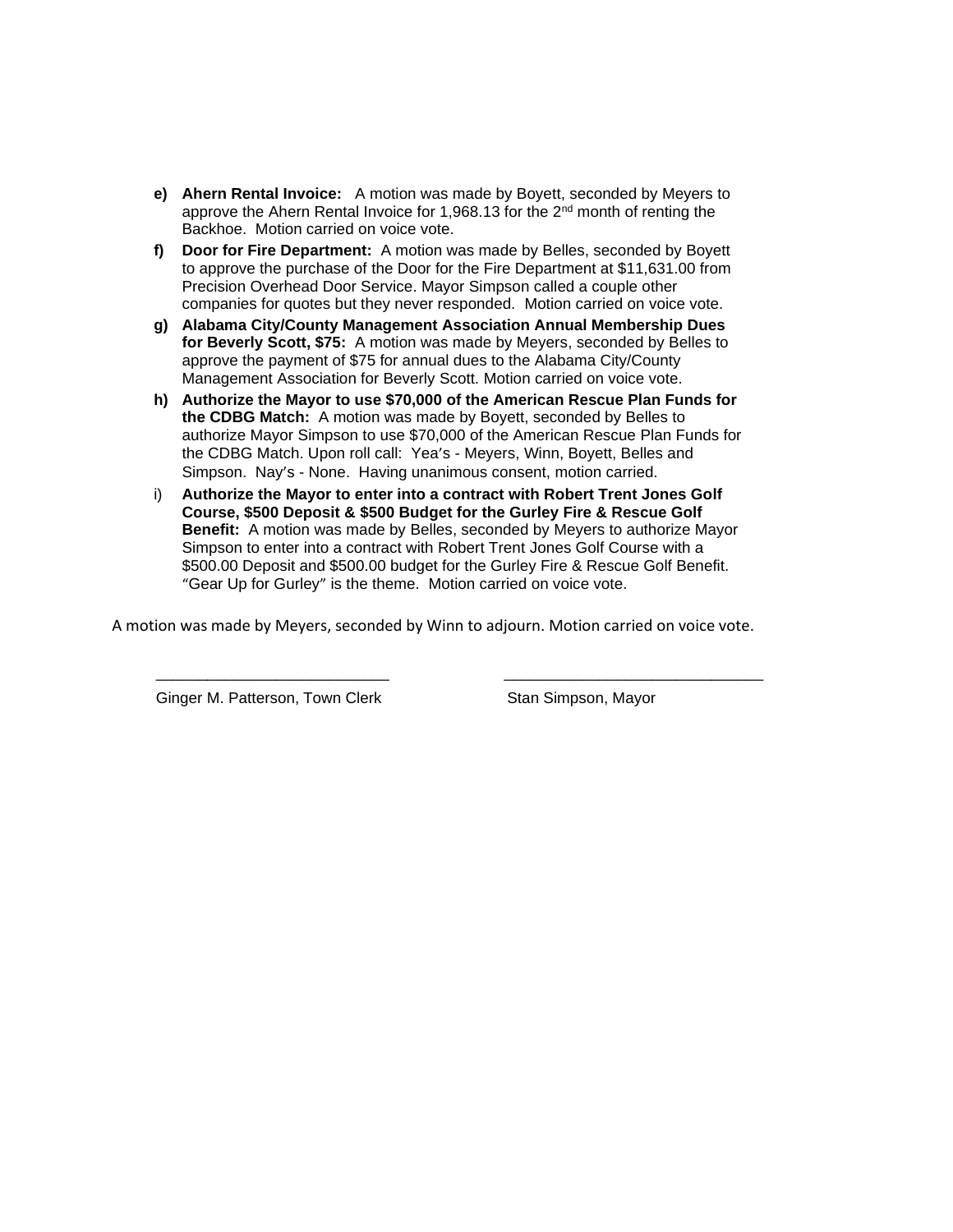e) **Ahern Rental Invoice:** A motion was made by Boyett, seconded by Meyers to approve the Ahern Rental Invoice for 1,968.13 for the 2nd month of renting the Backhoe. Motion carried on voice vote.

f) **Door for Fire Department:** A motion was made by Belles, seconded by Boyett to approve the purchase of the Door for the Fire Department at $11,631.00 from Precision Overhead Door Service. Mayor Simpson called a couple other companies for quotes but they never responded. Motion carried on voice vote.

g) **Alabama City/County Management Association Annual Membership Dues for Beverly Scott, $75:** A motion was made by Meyers, seconded by Belles to approve the payment of $75 for annual dues to the Alabama City/County Management Association for Beverly Scott. Motion carried on voice vote.

h) **Authorize the Mayor to use $70,000 of the American Rescue Plan Funds for the CDBG Match:** A motion was made by Boyett, seconded by Belles to authorize Mayor Simpson to use $70,000 of the American Rescue Plan Funds for the CDBG Match. Upon roll call: Yea's - Meyers, Winn, Boyett, Belles and Simpson. Nay's - None. Having unanimous consent, motion carried.

i) **Authorize the Mayor to enter into a contract with Robert Trent Jones Golf Course, $500 Deposit & $500 Budget for the Gurley Fire & Rescue Golf Benefit:** A motion was made by Belles, seconded by Meyers to authorize Mayor Simpson to enter into a contract with Robert Trent Jones Golf Course with a $500.00 Deposit and $500.00 budget for the Gurley Fire & Rescue Golf Benefit. "Gear Up for Gurley" is the theme. Motion carried on voice vote.

A motion was made by Meyers, seconded by Winn to adjourn. Motion carried on voice vote.

___________________________ ______________________________

Ginger M. Patterson, Town Clerk Stan Simpson, Mayor